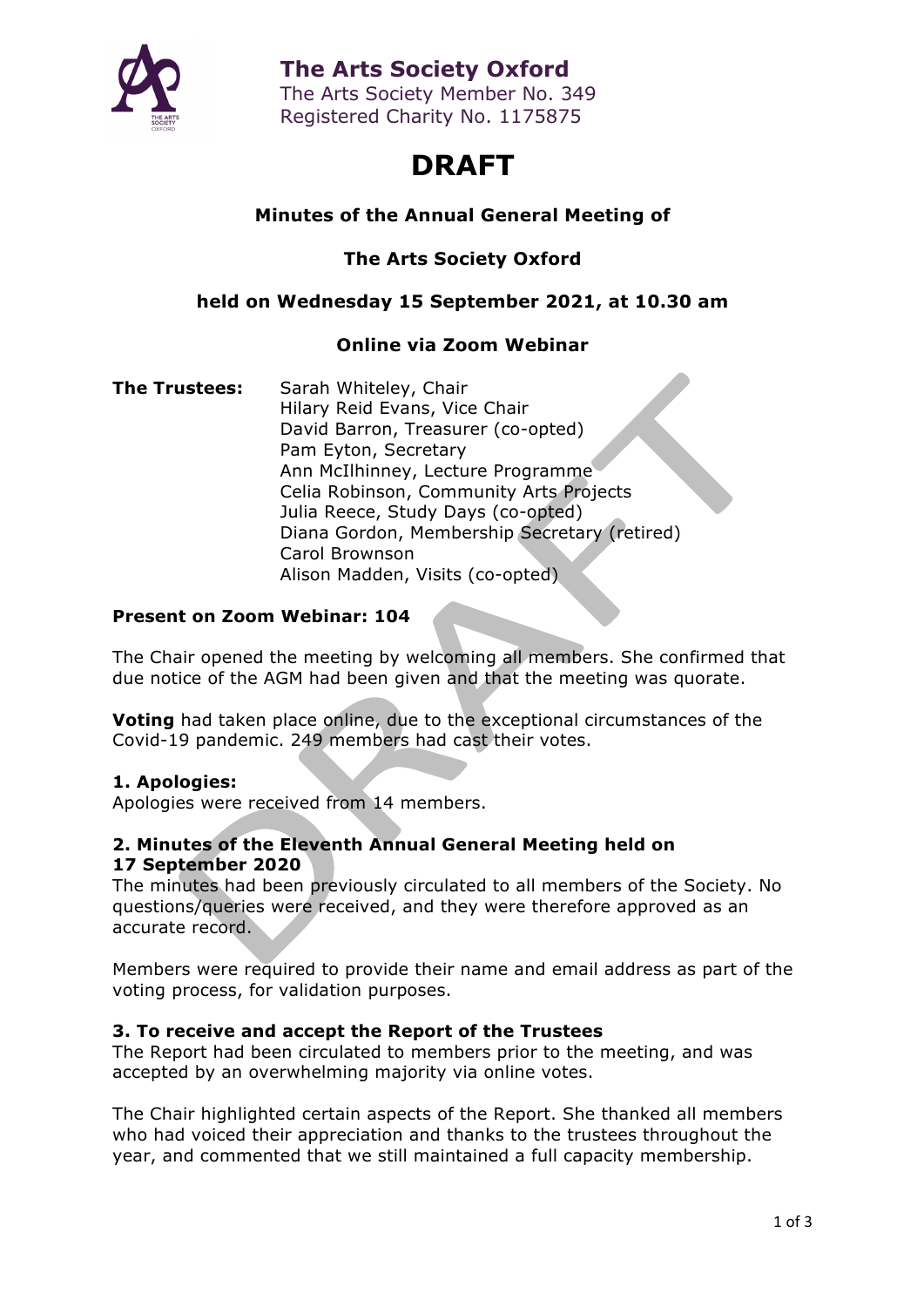**The Arts Society Oxford**
The Arts Society Member No. 349
Registered Charity No. 1175875

# DRAFT

**Minutes of the Annual General Meeting of**

**The Arts Society Oxford**

**held on Wednesday 15 September 2021, at 10.30 am**

**Online via Zoom Webinar**

**The Trustees:**
Sarah Whiteley, Chair
Hilary Reid Evans, Vice Chair
David Barron, Treasurer (co-opted)
Pam Eyton, Secretary
Ann McIlhinney, Lecture Programme
Celia Robinson, Community Arts Projects
Julia Reece, Study Days (co-opted)
Diana Gordon, Membership Secretary (retired)
Carol Brownson
Alison Madden, Visits (co-opted)

**Present on Zoom Webinar: 104**

The Chair opened the meeting by welcoming all members. She confirmed that due notice of the AGM had been given and that the meeting was quorate.

**Voting** had taken place online, due to the exceptional circumstances of the Covid-19 pandemic. 249 members had cast their votes.

**1. Apologies:**
Apologies were received from 14 members.

**2. Minutes of the Eleventh Annual General Meeting held on 17 September 2020**
The minutes had been previously circulated to all members of the Society. No questions/queries were received, and they were therefore approved as an accurate record.

Members were required to provide their name and email address as part of the voting process, for validation purposes.

**3. To receive and accept the Report of the Trustees**
The Report had been circulated to members prior to the meeting, and was accepted by an overwhelming majority via online votes.

The Chair highlighted certain aspects of the Report. She thanked all members who had voiced their appreciation and thanks to the trustees throughout the year, and commented that we still maintained a full capacity membership.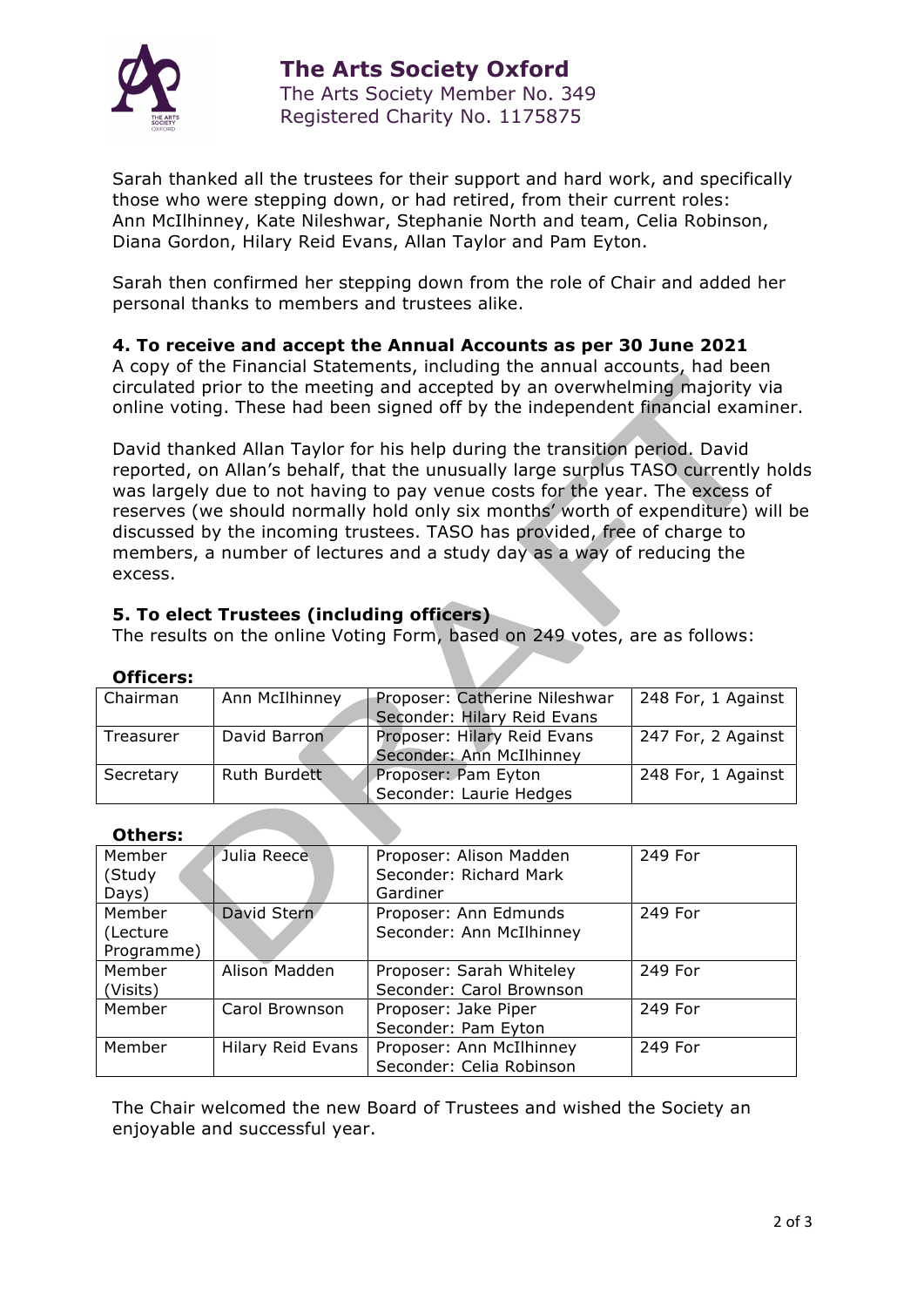Sarah thanked all the trustees for their support and hard work, and specifically those who were stepping down, or had retired, from their current roles: Ann McIlhinney, Kate Nileshwar, Stephanie North and team, Celia Robinson, Diana Gordon, Hilary Reid Evans, Allan Taylor and Pam Eyton.

Sarah then confirmed her stepping down from the role of Chair and added her personal thanks to members and trustees alike.

### 4. To receive and accept the Annual Accounts as per 30 June 2021

A copy of the Financial Statements, including the annual accounts, had been circulated prior to the meeting and accepted by an overwhelming majority via online voting. These had been signed off by the independent financial examiner.

David thanked Allan Taylor for his help during the transition period. David reported, on Allan's behalf, that the unusually large surplus TASO currently holds was largely due to not having to pay venue costs for the year. The excess of reserves (we should normally hold only six months' worth of expenditure) will be discussed by the incoming trustees. TASO has provided, free of charge to members, a number of lectures and a study day as a way of reducing the excess.

### 5. To elect Trustees (including officers)

The results on the online Voting Form, based on 249 votes, are as follows:

**Officers:**

| Role | Name | Proposer / Seconder | Votes |
|---|---|---|---|
| Chairman | Ann McIlhinney | Proposer: Catherine Nileshwar<br>Seconder: Hilary Reid Evans | 248 For, 1 Against |
| Treasurer | David Barron | Proposer: Hilary Reid Evans<br>Seconder: Ann McIlhinney | 247 For, 2 Against |
| Secretary | Ruth Burdett | Proposer: Pam Eyton<br>Seconder: Laurie Hedges | 248 For, 1 Against |

**Others:**

| Role | Name | Proposer / Seconder | Votes |
|---|---|---|---|
| Member (Study Days) | Julia Reece | Proposer: Alison Madden<br>Seconder: Richard Mark Gardiner | 249 For |
| Member (Lecture Programme) | David Stern | Proposer: Ann Edmunds<br>Seconder: Ann McIlhinney | 249 For |
| Member (Visits) | Alison Madden | Proposer: Sarah Whiteley<br>Seconder: Carol Brownson | 249 For |
| Member | Carol Brownson | Proposer: Jake Piper<br>Seconder: Pam Eyton | 249 For |
| Member | Hilary Reid Evans | Proposer: Ann McIlhinney<br>Seconder: Celia Robinson | 249 For |

The Chair welcomed the new Board of Trustees and wished the Society an enjoyable and successful year.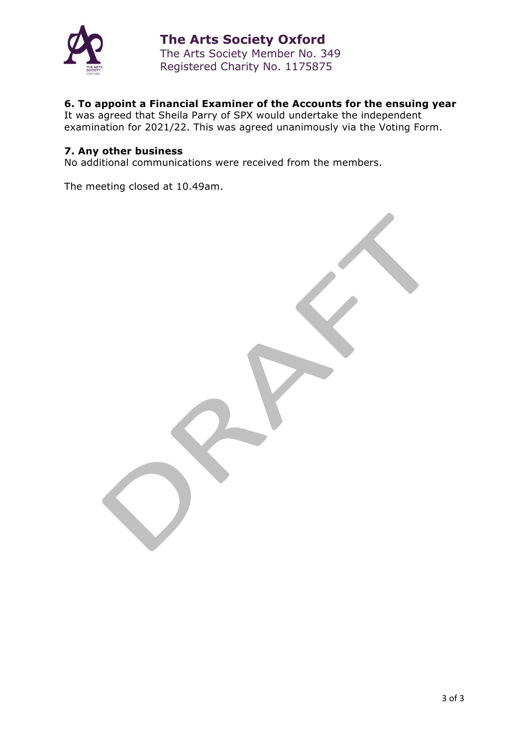**The Arts Society Oxford**
The Arts Society Member No. 349
Registered Charity No. 1175875

### 6. To appoint a Financial Examiner of the Accounts for the ensuing year

It was agreed that Sheila Parry of SPX would undertake the independent examination for 2021/22. This was agreed unanimously via the Voting Form.

### 7. Any other business

No additional communications were received from the members.

The meeting closed at 10.49am.

DRAFT